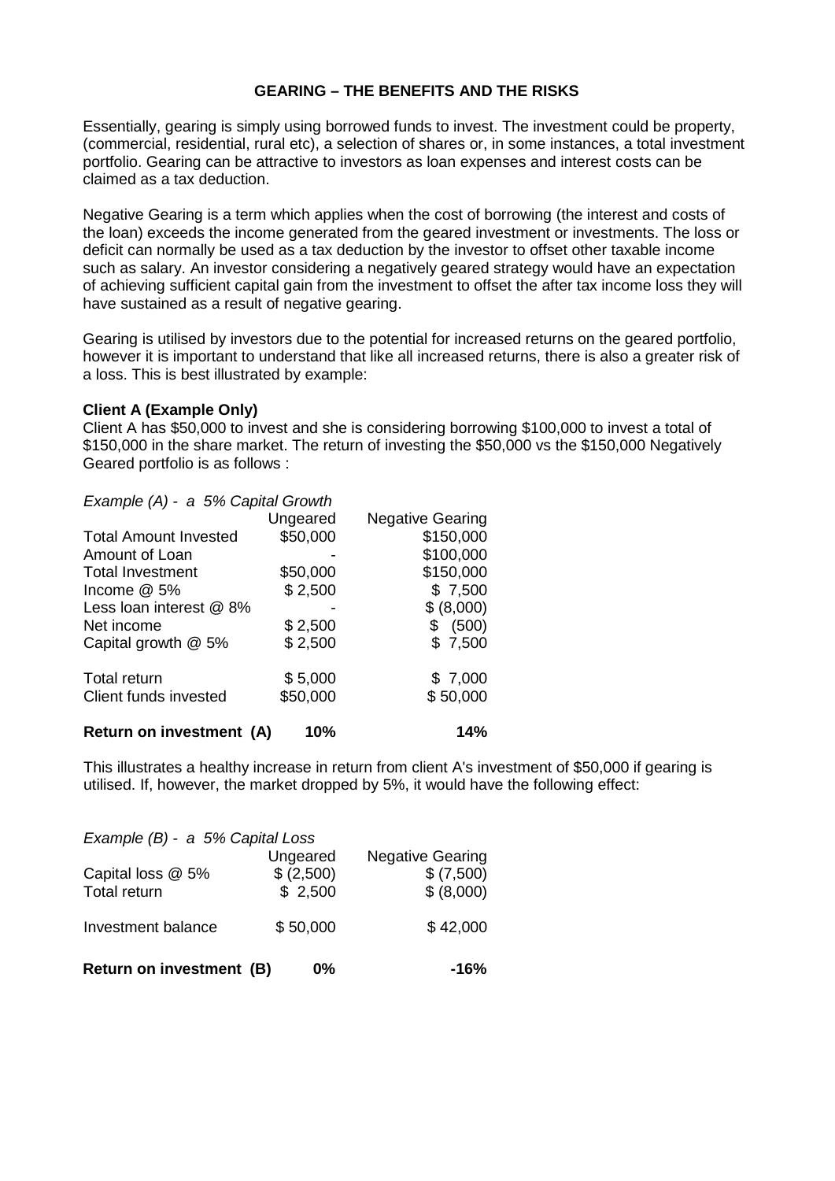**GEARING – THE BENEFITS AND THE RISKS**

Essentially, gearing is simply using borrowed funds to invest. The investment could be property, (commercial, residential, rural etc), a selection of shares or, in some instances, a total investment portfolio. Gearing can be attractive to investors as loan expenses and interest costs can be claimed as a tax deduction.

Negative Gearing is a term which applies when the cost of borrowing (the interest and costs of the loan) exceeds the income generated from the geared investment or investments. The loss or deficit can normally be used as a tax deduction by the investor to offset other taxable income such as salary. An investor considering a negatively geared strategy would have an expectation of achieving sufficient capital gain from the investment to offset the after tax income loss they will have sustained as a result of negative gearing.

Gearing is utilised by investors due to the potential for increased returns on the geared portfolio, however it is important to understand that like all increased returns, there is also a greater risk of a loss. This is best illustrated by example:

**Client A (Example Only)**

Client A has $50,000 to invest and she is considering borrowing $100,000 to invest a total of $150,000 in the share market. The return of investing the $50,000 vs the $150,000 Negatively Geared portfolio is as follows :

*Example (A) - a 5% Capital Growth*

| | Ungeared | Negative Gearing |
|---|---|---|
| Total Amount Invested | $50,000 | $150,000 |
| Amount of Loan | - | $100,000 |
| Total Investment | $50,000 | $150,000 |
| Income @ 5% | $ 2,500 | $ 7,500 |
| Less loan interest @ 8% | - | $ (8,000) |
| Net income | $ 2,500 | $ (500) |
| Capital growth @ 5% | $ 2,500 | $ 7,500 |
| Total return | $ 5,000 | $ 7,000 |
| Client funds invested | $50,000 | $ 50,000 |
| **Return on investment (A)** | **10%** | **14%** |

This illustrates a healthy increase in return from client A's investment of $50,000 if gearing is utilised. If, however, the market dropped by 5%, it would have the following effect:

*Example (B) - a 5% Capital Loss*

| | Ungeared | Negative Gearing |
|---|---|---|
| Capital loss @ 5% | $ (2,500) | $ (7,500) |
| Total return | $ 2,500 | $ (8,000) |
| Investment balance | $ 50,000 | $ 42,000 |
| **Return on investment (B)** | **0%** | **-16%** |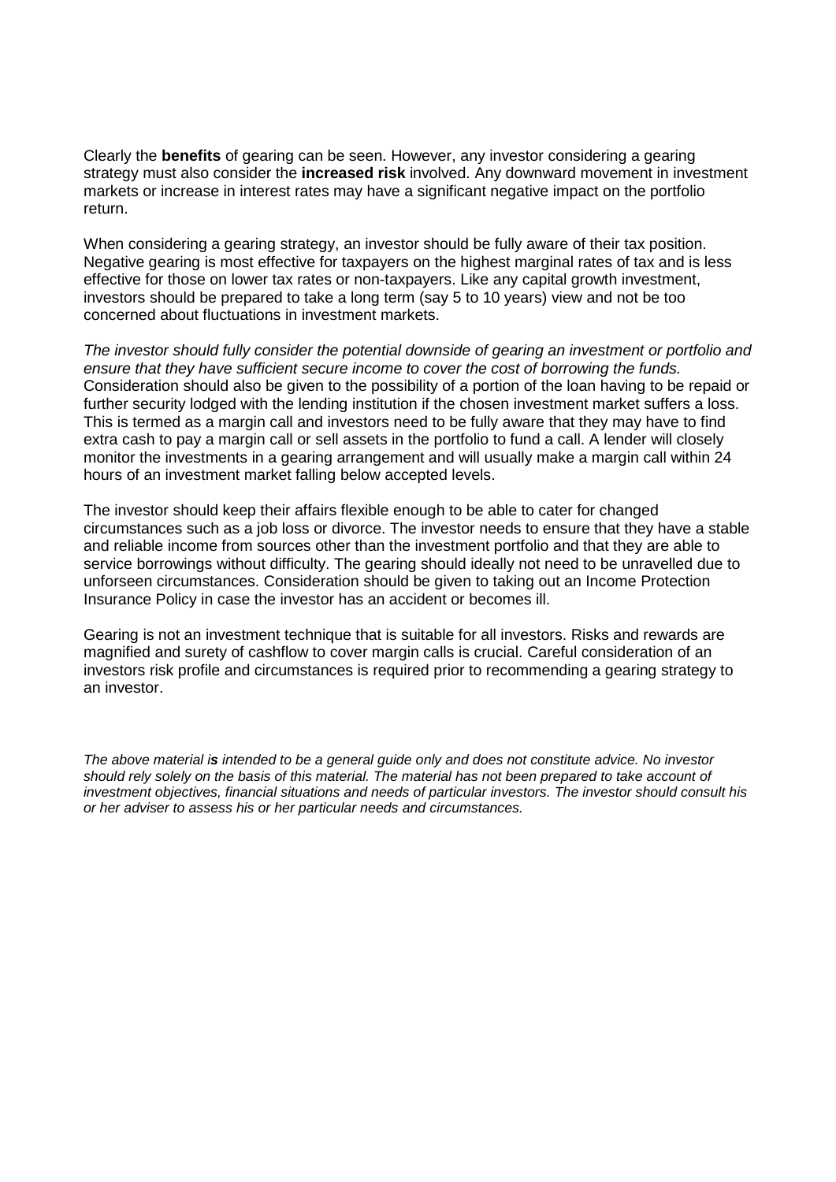Clearly the **benefits** of gearing can be seen. However, any investor considering a gearing strategy must also consider the **increased risk** involved. Any downward movement in investment markets or increase in interest rates may have a significant negative impact on the portfolio return.

When considering a gearing strategy, an investor should be fully aware of their tax position. Negative gearing is most effective for taxpayers on the highest marginal rates of tax and is less effective for those on lower tax rates or non-taxpayers. Like any capital growth investment, investors should be prepared to take a long term (say 5 to 10 years) view and not be too concerned about fluctuations in investment markets.

*The investor should fully consider the potential downside of gearing an investment or portfolio and ensure that they have sufficient secure income to cover the cost of borrowing the funds.* Consideration should also be given to the possibility of a portion of the loan having to be repaid or further security lodged with the lending institution if the chosen investment market suffers a loss. This is termed as a margin call and investors need to be fully aware that they may have to find extra cash to pay a margin call or sell assets in the portfolio to fund a call. A lender will closely monitor the investments in a gearing arrangement and will usually make a margin call within 24 hours of an investment market falling below accepted levels.

The investor should keep their affairs flexible enough to be able to cater for changed circumstances such as a job loss or divorce. The investor needs to ensure that they have a stable and reliable income from sources other than the investment portfolio and that they are able to service borrowings without difficulty. The gearing should ideally not need to be unravelled due to unforseen circumstances. Consideration should be given to taking out an Income Protection Insurance Policy in case the investor has an accident or becomes ill.

Gearing is not an investment technique that is suitable for all investors. Risks and rewards are magnified and surety of cashflow to cover margin calls is crucial. Careful consideration of an investors risk profile and circumstances is required prior to recommending a gearing strategy to an investor.

*The above material i**s** intended to be a general guide only and does not constitute advice. No investor should rely solely on the basis of this material. The material has not been prepared to take account of investment objectives, financial situations and needs of particular investors. The investor should consult his or her adviser to assess his or her particular needs and circumstances.*